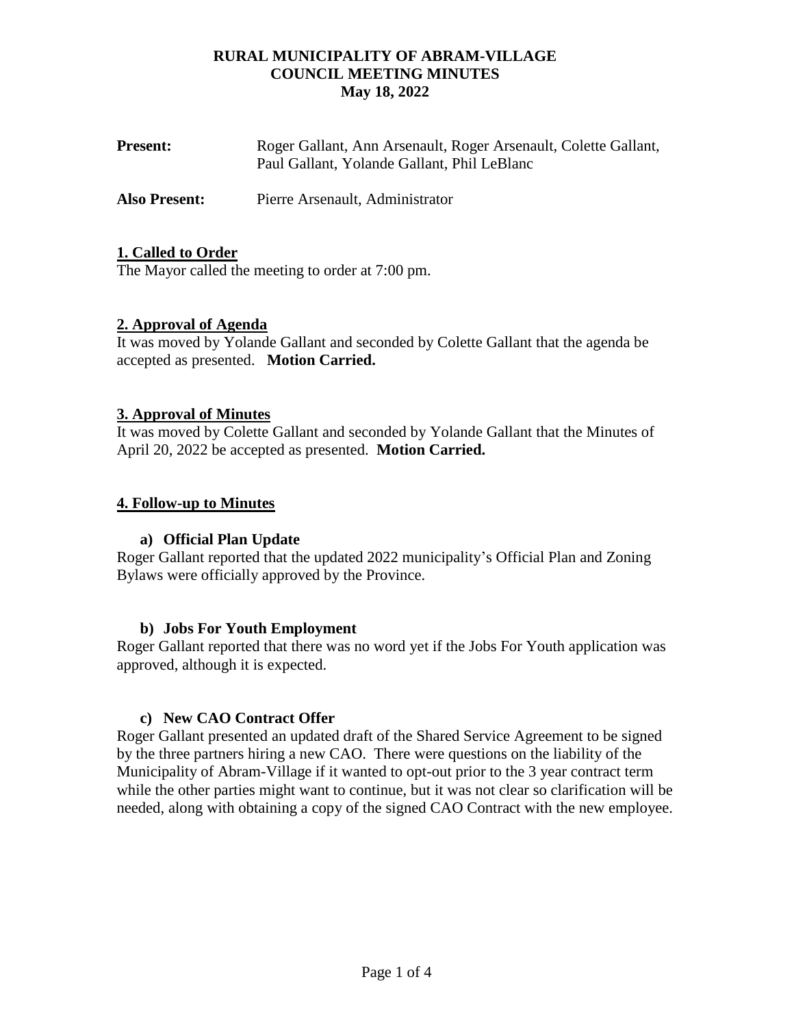# RURAL MUNICIPALITY OF ABRAM-VILLAGE
## COUNCIL MEETING MINUTES
### May 18, 2022

**Present:** Roger Gallant, Ann Arsenault, Roger Arsenault, Colette Gallant, Paul Gallant, Yolande Gallant, Phil LeBlanc

**Also Present:** Pierre Arsenault, Administrator

## 1. Called to Order

The Mayor called the meeting to order at 7:00 pm.

## 2. Approval of Agenda

It was moved by Yolande Gallant and seconded by Colette Gallant that the agenda be accepted as presented. **Motion Carried.**

## 3. Approval of Minutes

It was moved by Colette Gallant and seconded by Yolande Gallant that the Minutes of April 20, 2022 be accepted as presented. **Motion Carried.**

## 4. Follow-up to Minutes

### a) Official Plan Update

Roger Gallant reported that the updated 2022 municipality's Official Plan and Zoning Bylaws were officially approved by the Province.

### b) Jobs For Youth Employment

Roger Gallant reported that there was no word yet if the Jobs For Youth application was approved, although it is expected.

### c) New CAO Contract Offer

Roger Gallant presented an updated draft of the Shared Service Agreement to be signed by the three partners hiring a new CAO. There were questions on the liability of the Municipality of Abram-Village if it wanted to opt-out prior to the 3 year contract term while the other parties might want to continue, but it was not clear so clarification will be needed, along with obtaining a copy of the signed CAO Contract with the new employee.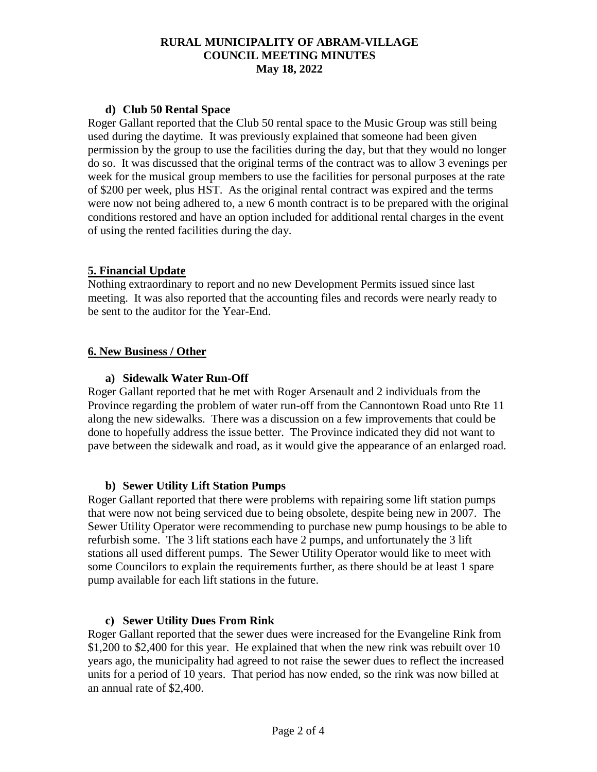#### d) Club 50 Rental Space

Roger Gallant reported that the Club 50 rental space to the Music Group was still being used during the daytime. It was previously explained that someone had been given permission by the group to use the facilities during the day, but that they would no longer do so. It was discussed that the original terms of the contract was to allow 3 evenings per week for the musical group members to use the facilities for personal purposes at the rate of $200 per week, plus HST. As the original rental contract was expired and the terms were now not being adhered to, a new 6 month contract is to be prepared with the original conditions restored and have an option included for additional rental charges in the event of using the rented facilities during the day.

## 5. Financial Update

Nothing extraordinary to report and no new Development Permits issued since last meeting. It was also reported that the accounting files and records were nearly ready to be sent to the auditor for the Year-End.

## 6. New Business / Other

#### a) Sidewalk Water Run-Off

Roger Gallant reported that he met with Roger Arsenault and 2 individuals from the Province regarding the problem of water run-off from the Cannontown Road unto Rte 11 along the new sidewalks. There was a discussion on a few improvements that could be done to hopefully address the issue better. The Province indicated they did not want to pave between the sidewalk and road, as it would give the appearance of an enlarged road.

#### b) Sewer Utility Lift Station Pumps

Roger Gallant reported that there were problems with repairing some lift station pumps that were now not being serviced due to being obsolete, despite being new in 2007. The Sewer Utility Operator were recommending to purchase new pump housings to be able to refurbish some. The 3 lift stations each have 2 pumps, and unfortunately the 3 lift stations all used different pumps. The Sewer Utility Operator would like to meet with some Councilors to explain the requirements further, as there should be at least 1 spare pump available for each lift stations in the future.

#### c) Sewer Utility Dues From Rink

Roger Gallant reported that the sewer dues were increased for the Evangeline Rink from $1,200 to $2,400 for this year. He explained that when the new rink was rebuilt over 10 years ago, the municipality had agreed to not raise the sewer dues to reflect the increased units for a period of 10 years. That period has now ended, so the rink was now billed at an annual rate of $2,400.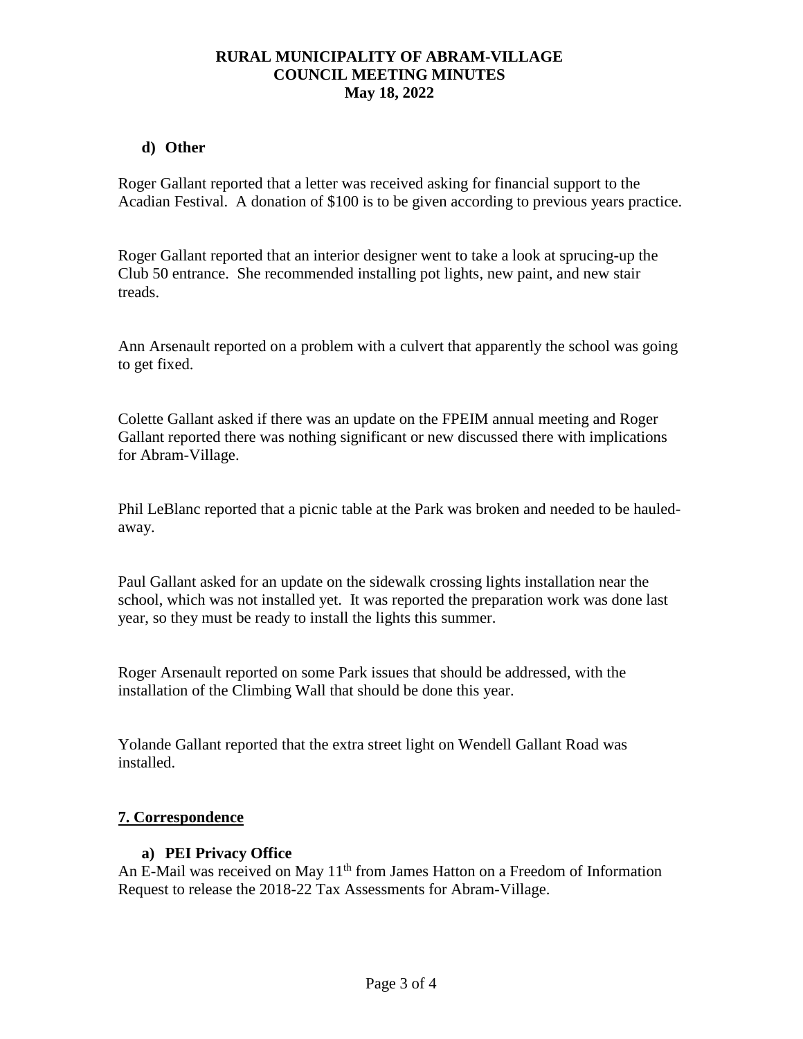### d) Other

Roger Gallant reported that a letter was received asking for financial support to the Acadian Festival. A donation of $100 is to be given according to previous years practice.

Roger Gallant reported that an interior designer went to take a look at sprucing-up the Club 50 entrance. She recommended installing pot lights, new paint, and new stair treads.

Ann Arsenault reported on a problem with a culvert that apparently the school was going to get fixed.

Colette Gallant asked if there was an update on the FPEIM annual meeting and Roger Gallant reported there was nothing significant or new discussed there with implications for Abram-Village.

Phil LeBlanc reported that a picnic table at the Park was broken and needed to be hauled-away.

Paul Gallant asked for an update on the sidewalk crossing lights installation near the school, which was not installed yet. It was reported the preparation work was done last year, so they must be ready to install the lights this summer.

Roger Arsenault reported on some Park issues that should be addressed, with the installation of the Climbing Wall that should be done this year.

Yolande Gallant reported that the extra street light on Wendell Gallant Road was installed.

## 7. Correspondence

### a) PEI Privacy Office

An E-Mail was received on May 11th from James Hatton on a Freedom of Information Request to release the 2018-22 Tax Assessments for Abram-Village.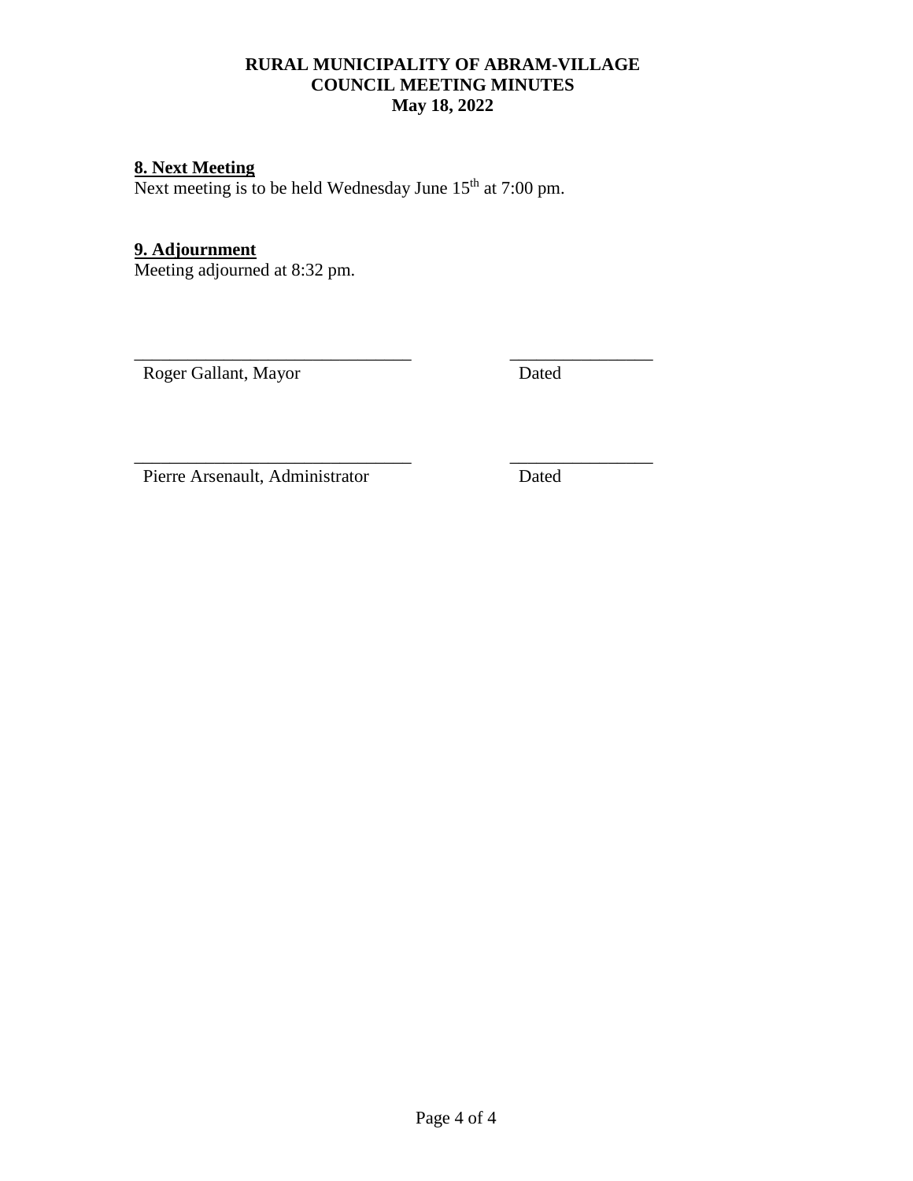**RURAL MUNICIPALITY OF ABRAM-VILLAGE**
**COUNCIL MEETING MINUTES**
**May 18, 2022**

## 8. Next Meeting

Next meeting is to be held Wednesday June 15th at 7:00 pm.

## 9. Adjournment

Meeting adjourned at 8:32 pm.

\_\_\_\_\_\_\_\_\_\_\_\_\_\_\_\_\_\_\_\_\_\_\_\_\_\_\_\_\_\_\_\_ \_\_\_\_\_\_\_\_\_\_\_\_\_\_\_\_\_

Roger Gallant, Mayor Dated

\_\_\_\_\_\_\_\_\_\_\_\_\_\_\_\_\_\_\_\_\_\_\_\_\_\_\_\_\_\_\_\_ \_\_\_\_\_\_\_\_\_\_\_\_\_\_\_\_\_

Pierre Arsenault, Administrator Dated